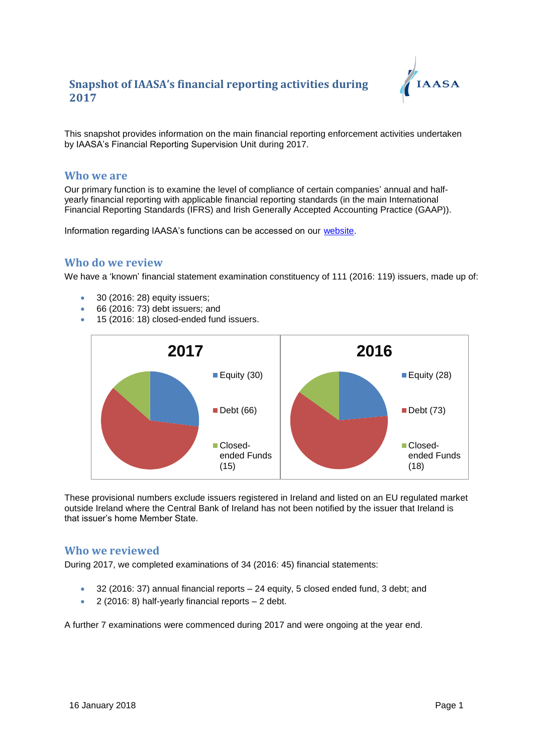# Snapshot of IAASA's financial reporting activities during 2017

IAASA

This snapshot provides information on the main financial reporting enforcement activities undertaken by IAASA's Financial Reporting Supervision Unit during 2017.

## Who we are

Our primary function is to examine the level of compliance of certain companies' annual and half-yearly financial reporting with applicable financial reporting standards (in the main International Financial Reporting Standards (IFRS) and Irish Generally Accepted Accounting Practice (GAAP)).

Information regarding IAASA's functions can be accessed on our website.

## Who do we review

We have a 'known' financial statement examination constituency of 111 (2016: 119) issuers, made up of:

- 30 (2016: 28) equity issuers;
- 66 (2016: 73) debt issuers; and
- 15 (2016: 18) closed-ended fund issuers.

**2017**

- Equity (30)
- Debt (66)
- Closed-ended Funds (15)

**2016**

- Equity (28)
- Debt (73)
- Closed-ended Funds (18)

These provisional numbers exclude issuers registered in Ireland and listed on an EU regulated market outside Ireland where the Central Bank of Ireland has not been notified by the issuer that Ireland is that issuer's home Member State.

## Who we reviewed

During 2017, we completed examinations of 34 (2016: 45) financial statements:

- 32 (2016: 37) annual financial reports – 24 equity, 5 closed ended fund, 3 debt; and
- 2 (2016: 8) half-yearly financial reports – 2 debt.

A further 7 examinations were commenced during 2017 and were ongoing at the year end.

16 January 2018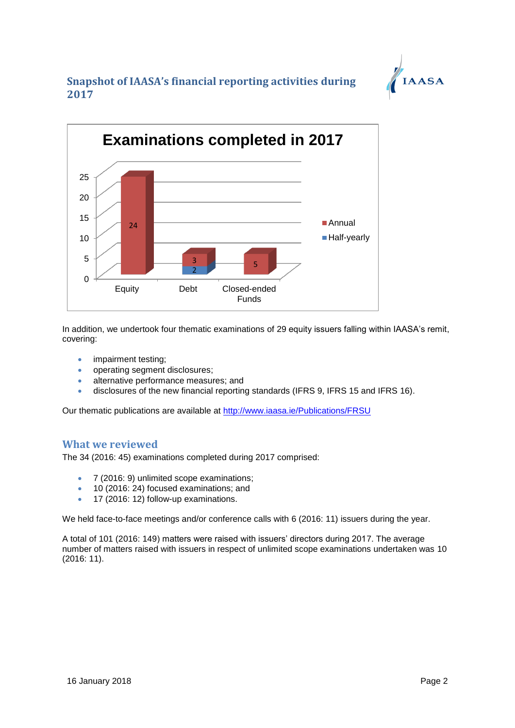## Snapshot of IAASA's financial reporting activities during 2017

**Examinations completed in 2017**

| | Annual | Half-yearly |
|---|---|---|
| Equity | 24 | |
| Debt | 3 | 2 |
| Closed-ended Funds | 5 | |

In addition, we undertook four thematic examinations of 29 equity issuers falling within IAASA's remit, covering:

- impairment testing;
- operating segment disclosures;
- alternative performance measures; and
- disclosures of the new financial reporting standards (IFRS 9, IFRS 15 and IFRS 16).

Our thematic publications are available at [http://www.iaasa.ie/Publications/FRSU](http://www.iaasa.ie/Publications/FRSU)

### What we reviewed

The 34 (2016: 45) examinations completed during 2017 comprised:

- 7 (2016: 9) unlimited scope examinations;
- 10 (2016: 24) focused examinations; and
- 17 (2016: 12) follow-up examinations.

We held face-to-face meetings and/or conference calls with 6 (2016: 11) issuers during the year.

A total of 101 (2016: 149) matters were raised with issuers' directors during 2017. The average number of matters raised with issuers in respect of unlimited scope examinations undertaken was 10 (2016: 11).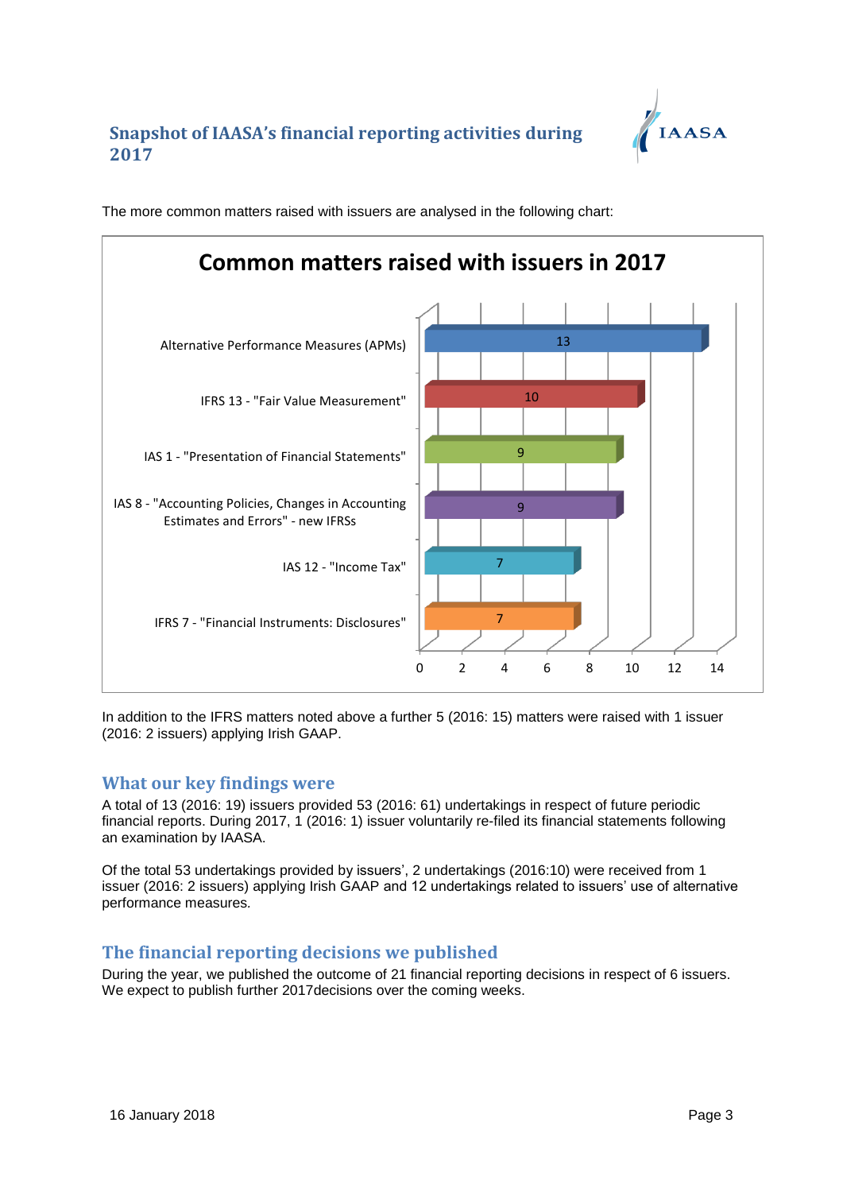## Snapshot of IAASA's financial reporting activities during 2017

The more common matters raised with issuers are analysed in the following chart:

**Common matters raised with issuers in 2017**

| Matter | Number |
|---|---|
| Alternative Performance Measures (APMs) | 13 |
| IFRS 13 - "Fair Value Measurement" | 10 |
| IAS 1 - "Presentation of Financial Statements" | 9 |
| IAS 8 - "Accounting Policies, Changes in Accounting Estimates and Errors" - new IFRSs | 9 |
| IAS 12 - "Income Tax" | 7 |
| IFRS 7 - "Financial Instruments: Disclosures" | 7 |

In addition to the IFRS matters noted above a further 5 (2016: 15) matters were raised with 1 issuer (2016: 2 issuers) applying Irish GAAP.

## What our key findings were

A total of 13 (2016: 19) issuers provided 53 (2016: 61) undertakings in respect of future periodic financial reports. During 2017, 1 (2016: 1) issuer voluntarily re-filed its financial statements following an examination by IAASA.

Of the total 53 undertakings provided by issuers', 2 undertakings (2016:10) were received from 1 issuer (2016: 2 issuers) applying Irish GAAP and 12 undertakings related to issuers' use of alternative performance measures.

## The financial reporting decisions we published

During the year, we published the outcome of 21 financial reporting decisions in respect of 6 issuers. We expect to publish further 2017decisions over the coming weeks.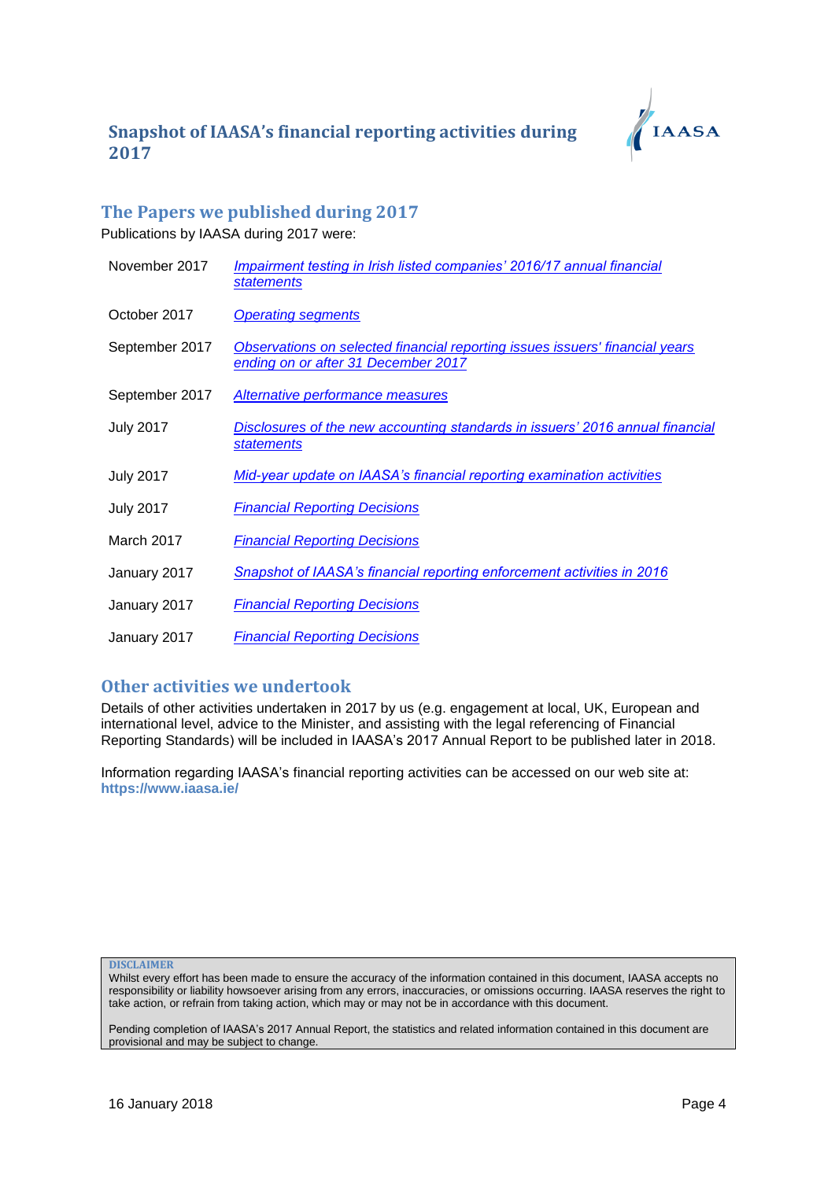# Snapshot of IAASA's financial reporting activities during 2017

## The Papers we published during 2017

Publications by IAASA during 2017 were:

| | |
|---|---|
| November 2017 | *Impairment testing in Irish listed companies' 2016/17 annual financial statements* |
| October 2017 | *Operating segments* |
| September 2017 | *Observations on selected financial reporting issues issuers' financial years ending on or after 31 December 2017* |
| September 2017 | *Alternative performance measures* |
| July 2017 | *Disclosures of the new accounting standards in issuers' 2016 annual financial statements* |
| July 2017 | *Mid-year update on IAASA's financial reporting examination activities* |
| July 2017 | *Financial Reporting Decisions* |
| March 2017 | *Financial Reporting Decisions* |
| January 2017 | *Snapshot of IAASA's financial reporting enforcement activities in 2016* |
| January 2017 | *Financial Reporting Decisions* |
| January 2017 | *Financial Reporting Decisions* |

## Other activities we undertook

Details of other activities undertaken in 2017 by us (e.g. engagement at local, UK, European and international level, advice to the Minister, and assisting with the legal referencing of Financial Reporting Standards) will be included in IAASA's 2017 Annual Report to be published later in 2018.

Information regarding IAASA's financial reporting activities can be accessed on our web site at: **https://www.iaasa.ie/**

**DISCLAIMER**

Whilst every effort has been made to ensure the accuracy of the information contained in this document, IAASA accepts no responsibility or liability howsoever arising from any errors, inaccuracies, or omissions occurring. IAASA reserves the right to take action, or refrain from taking action, which may or may not be in accordance with this document.

Pending completion of IAASA's 2017 Annual Report, the statistics and related information contained in this document are provisional and may be subject to change.

16 January 2018